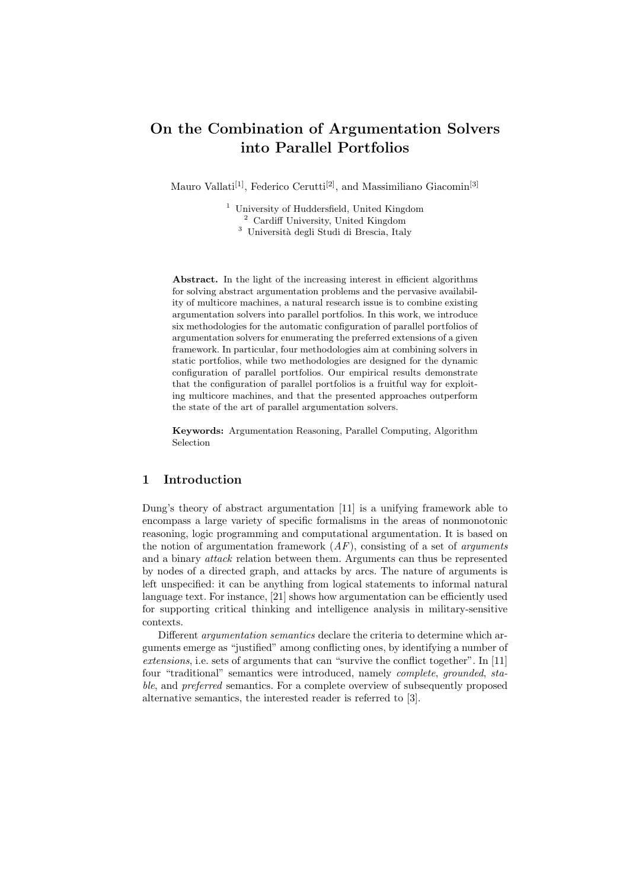# On the Combination of Argumentation Solvers into Parallel Portfolios

Mauro Vallati[1], Federico Cerutti[2], and Massimiliano Giacomin[3]

[1] University of Huddersfield, United Kingdom
[2] Cardiff University, United Kingdom
[3] Università degli Studi di Brescia, Italy

**Abstract.** In the light of the increasing interest in efficient algorithms for solving abstract argumentation problems and the pervasive availability of multicore machines, a natural research issue is to combine existing argumentation solvers into parallel portfolios. In this work, we introduce six methodologies for the automatic configuration of parallel portfolios of argumentation solvers for enumerating the preferred extensions of a given framework. In particular, four methodologies aim at combining solvers in static portfolios, while two methodologies are designed for the dynamic configuration of parallel portfolios. Our empirical results demonstrate that the configuration of parallel portfolios is a fruitful way for exploiting multicore machines, and that the presented approaches outperform the state of the art of parallel argumentation solvers.

**Keywords:** Argumentation Reasoning, Parallel Computing, Algorithm Selection

## 1 Introduction

Dung's theory of abstract argumentation [11] is a unifying framework able to encompass a large variety of specific formalisms in the areas of nonmonotonic reasoning, logic programming and computational argumentation. It is based on the notion of argumentation framework ($AF$), consisting of a set of *arguments* and a binary *attack* relation between them. Arguments can thus be represented by nodes of a directed graph, and attacks by arcs. The nature of arguments is left unspecified: it can be anything from logical statements to informal natural language text. For instance, [21] shows how argumentation can be efficiently used for supporting critical thinking and intelligence analysis in military-sensitive contexts.

Different *argumentation semantics* declare the criteria to determine which arguments emerge as "justified" among conflicting ones, by identifying a number of *extensions*, i.e. sets of arguments that can "survive the conflict together". In [11] four "traditional" semantics were introduced, namely *complete*, *grounded*, *stable*, and *preferred* semantics. For a complete overview of subsequently proposed alternative semantics, the interested reader is referred to [3].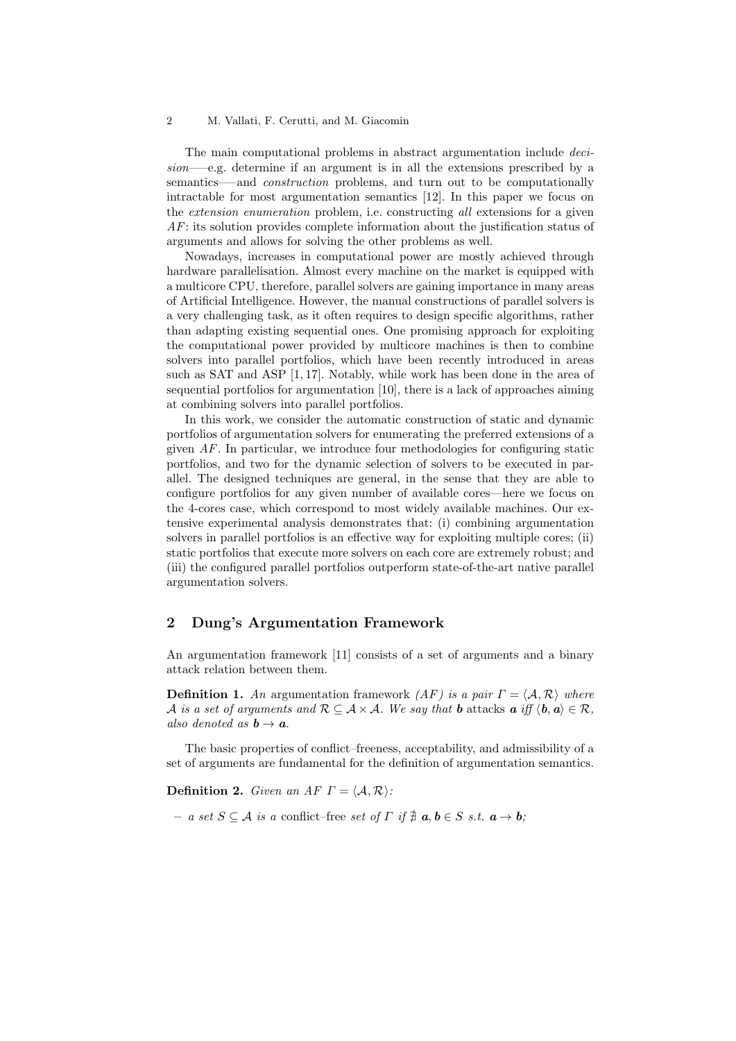The main computational problems in abstract argumentation include *decision*—–e.g. determine if an argument is in all the extensions prescribed by a semantics—–and *construction* problems, and turn out to be computationally intractable for most argumentation semantics [12]. In this paper we focus on the *extension enumeration* problem, i.e. constructing *all* extensions for a given $AF$: its solution provides complete information about the justification status of arguments and allows for solving the other problems as well.

Nowadays, increases in computational power are mostly achieved through hardware parallelisation. Almost every machine on the market is equipped with a multicore CPU, therefore, parallel solvers are gaining importance in many areas of Artificial Intelligence. However, the manual constructions of parallel solvers is a very challenging task, as it often requires to design specific algorithms, rather than adapting existing sequential ones. One promising approach for exploiting the computational power provided by multicore machines is then to combine solvers into parallel portfolios, which have been recently introduced in areas such as SAT and ASP [1, 17]. Notably, while work has been done in the area of sequential portfolios for argumentation [10], there is a lack of approaches aiming at combining solvers into parallel portfolios.

In this work, we consider the automatic construction of static and dynamic portfolios of argumentation solvers for enumerating the preferred extensions of a given $AF$. In particular, we introduce four methodologies for configuring static portfolios, and two for the dynamic selection of solvers to be executed in parallel. The designed techniques are general, in the sense that they are able to configure portfolios for any given number of available cores—here we focus on the 4-cores case, which correspond to most widely available machines. Our extensive experimental analysis demonstrates that: (i) combining argumentation solvers in parallel portfolios is an effective way for exploiting multiple cores; (ii) static portfolios that execute more solvers on each core are extremely robust; and (iii) the configured parallel portfolios outperform state-of-the-art native parallel argumentation solvers.

## 2 Dung's Argumentation Framework

An argumentation framework [11] consists of a set of arguments and a binary attack relation between them.

**Definition 1.** *An* argumentation framework *(AF) is a pair $\Gamma = \langle \mathcal{A}, \mathcal{R} \rangle$ where $\mathcal{A}$ is a set of arguments and $\mathcal{R} \subseteq \mathcal{A} \times \mathcal{A}$. We say that $\boldsymbol{b}$* attacks *$\boldsymbol{a}$ iff $\langle \boldsymbol{b}, \boldsymbol{a} \rangle \in \mathcal{R}$, also denoted as $\boldsymbol{b} \to \boldsymbol{a}$.*

The basic properties of conflict–freeness, acceptability, and admissibility of a set of arguments are fundamental for the definition of argumentation semantics.

**Definition 2.** *Given an AF $\Gamma = \langle \mathcal{A}, \mathcal{R} \rangle$:*

- *a set $S \subseteq \mathcal{A}$ is a* conflict–free *set of $\Gamma$ if $\nexists$ $\boldsymbol{a}, \boldsymbol{b} \in S$ s.t. $\boldsymbol{a} \to \boldsymbol{b}$;*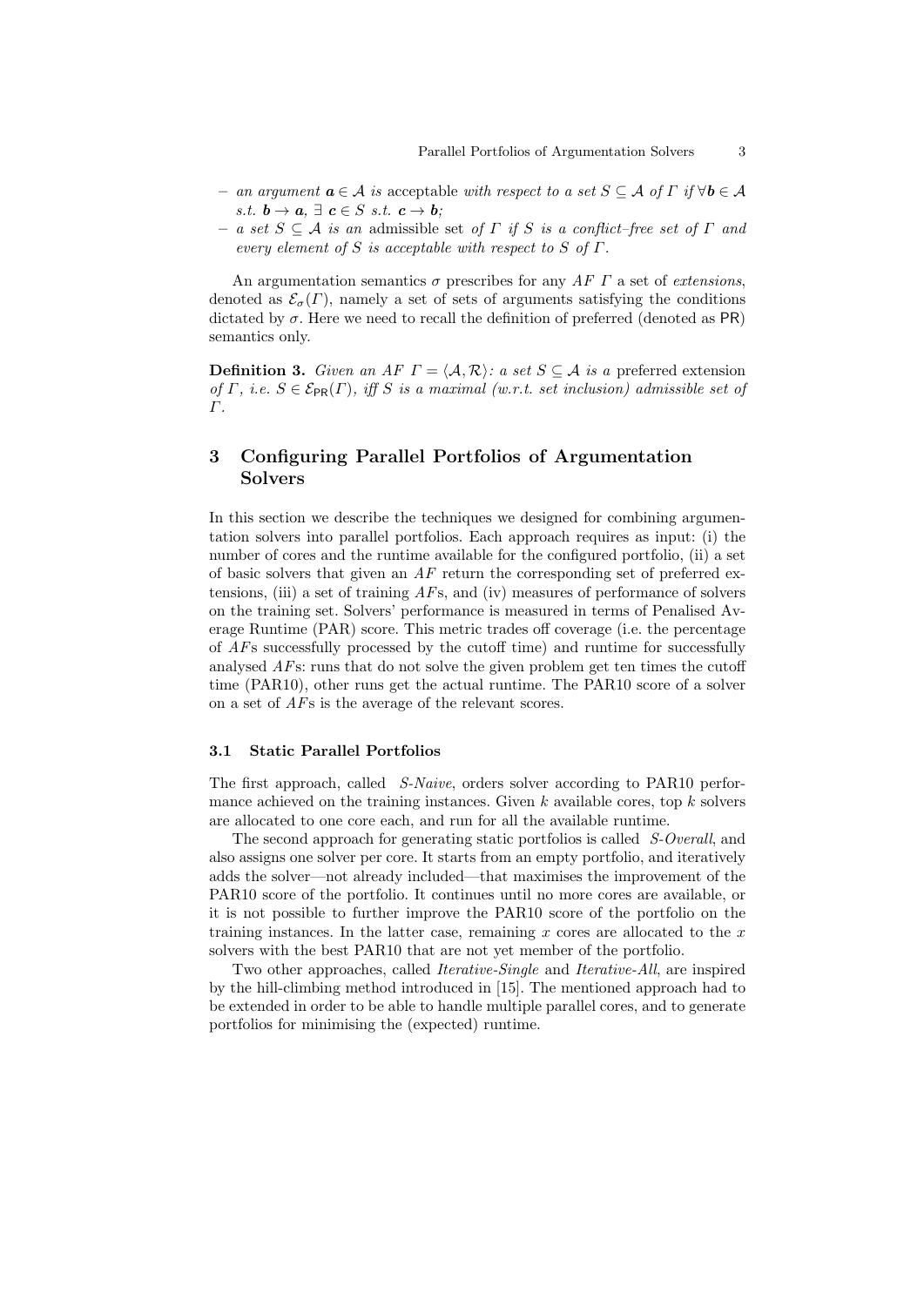- *an argument* $\boldsymbol{a} \in \mathcal{A}$ *is* acceptable *with respect to a set* $S \subseteq \mathcal{A}$ *of* $\Gamma$ *if* $\forall \boldsymbol{b} \in \mathcal{A}$ *s.t.* $\boldsymbol{b} \to \boldsymbol{a}$, $\exists$ $\boldsymbol{c} \in S$ *s.t.* $\boldsymbol{c} \to \boldsymbol{b}$;
- *a set* $S \subseteq \mathcal{A}$ *is an* admissible set *of* $\Gamma$ *if* $S$ *is a conflict–free set of* $\Gamma$ *and every element of* $S$ *is acceptable with respect to* $S$ *of* $\Gamma$.

An argumentation semantics $\sigma$ prescribes for any *AF* $\Gamma$ a set of *extensions*, denoted as $\mathcal{E}_\sigma(\Gamma)$, namely a set of sets of arguments satisfying the conditions dictated by $\sigma$. Here we need to recall the definition of preferred (denoted as PR) semantics only.

**Definition 3.** *Given an AF* $\Gamma = \langle \mathcal{A}, \mathcal{R} \rangle$*: a set* $S \subseteq \mathcal{A}$ *is a* preferred extension *of* $\Gamma$*, i.e.* $S \in \mathcal{E}_{\mathsf{PR}}(\Gamma)$*, iff* $S$ *is a maximal (w.r.t. set inclusion) admissible set of* $\Gamma$*.*

## 3 Configuring Parallel Portfolios of Argumentation Solvers

In this section we describe the techniques we designed for combining argumentation solvers into parallel portfolios. Each approach requires as input: (i) the number of cores and the runtime available for the configured portfolio, (ii) a set of basic solvers that given an *AF* return the corresponding set of preferred extensions, (iii) a set of training *AF*s, and (iv) measures of performance of solvers on the training set. Solvers' performance is measured in terms of Penalised Average Runtime (PAR) score. This metric trades off coverage (i.e. the percentage of *AF*s successfully processed by the cutoff time) and runtime for successfully analysed *AF*s: runs that do not solve the given problem get ten times the cutoff time (PAR10), other runs get the actual runtime. The PAR10 score of a solver on a set of *AF*s is the average of the relevant scores.

### 3.1 Static Parallel Portfolios

The first approach, called *S-Naive*, orders solver according to PAR10 performance achieved on the training instances. Given $k$ available cores, top $k$ solvers are allocated to one core each, and run for all the available runtime.

The second approach for generating static portfolios is called *S-Overall*, and also assigns one solver per core. It starts from an empty portfolio, and iteratively adds the solver—not already included—that maximises the improvement of the PAR10 score of the portfolio. It continues until no more cores are available, or it is not possible to further improve the PAR10 score of the portfolio on the training instances. In the latter case, remaining $x$ cores are allocated to the $x$ solvers with the best PAR10 that are not yet member of the portfolio.

Two other approaches, called *Iterative-Single* and *Iterative-All*, are inspired by the hill-climbing method introduced in [15]. The mentioned approach had to be extended in order to be able to handle multiple parallel cores, and to generate portfolios for minimising the (expected) runtime.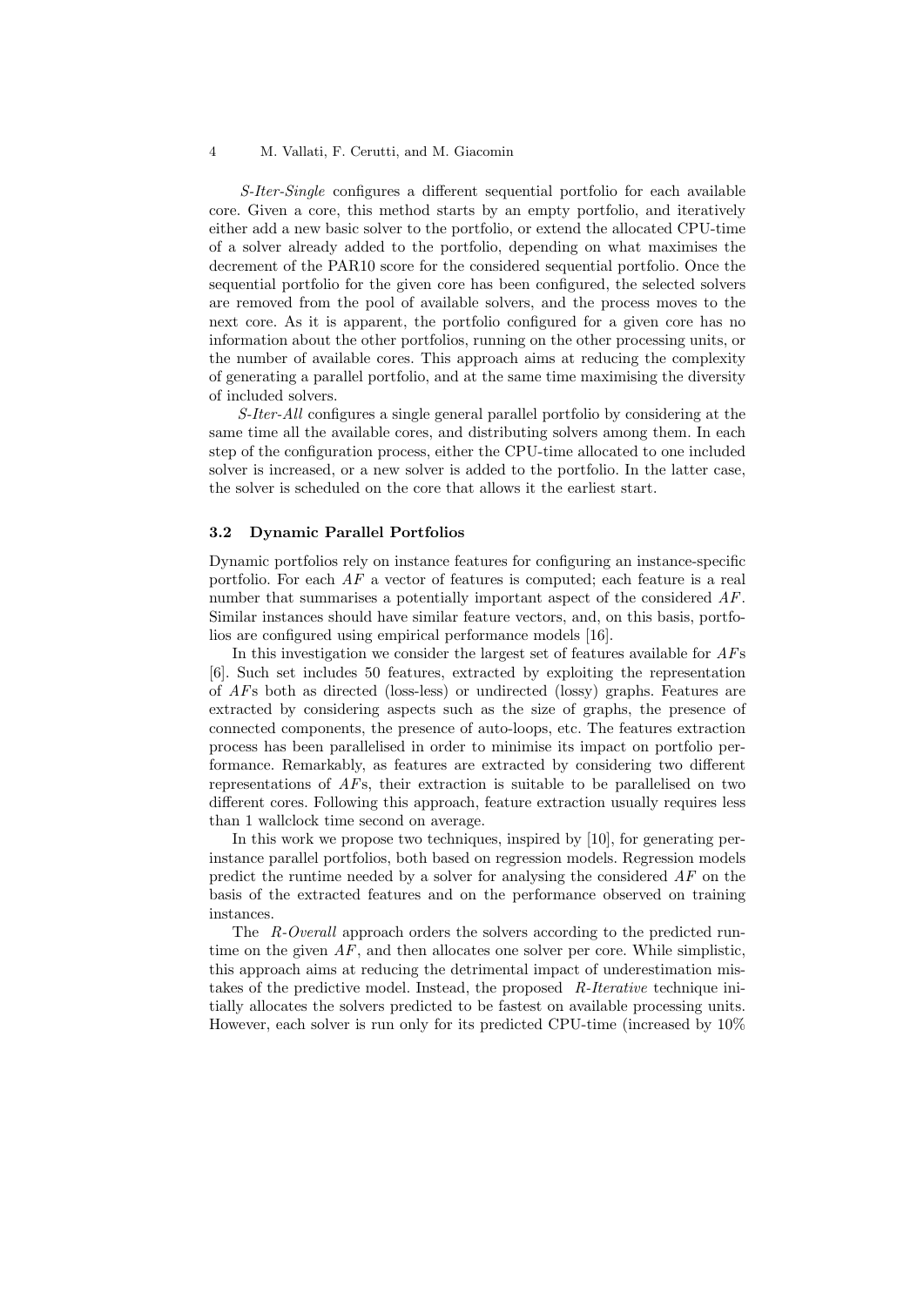*S-Iter-Single* configures a different sequential portfolio for each available core. Given a core, this method starts by an empty portfolio, and iteratively either add a new basic solver to the portfolio, or extend the allocated CPU-time of a solver already added to the portfolio, depending on what maximises the decrement of the PAR10 score for the considered sequential portfolio. Once the sequential portfolio for the given core has been configured, the selected solvers are removed from the pool of available solvers, and the process moves to the next core. As it is apparent, the portfolio configured for a given core has no information about the other portfolios, running on the other processing units, or the number of available cores. This approach aims at reducing the complexity of generating a parallel portfolio, and at the same time maximising the diversity of included solvers.

*S-Iter-All* configures a single general parallel portfolio by considering at the same time all the available cores, and distributing solvers among them. In each step of the configuration process, either the CPU-time allocated to one included solver is increased, or a new solver is added to the portfolio. In the latter case, the solver is scheduled on the core that allows it the earliest start.

### 3.2 Dynamic Parallel Portfolios

Dynamic portfolios rely on instance features for configuring an instance-specific portfolio. For each $AF$ a vector of features is computed; each feature is a real number that summarises a potentially important aspect of the considered $AF$. Similar instances should have similar feature vectors, and, on this basis, portfolios are configured using empirical performance models [16].

In this investigation we consider the largest set of features available for $AF$s [6]. Such set includes 50 features, extracted by exploiting the representation of $AF$s both as directed (loss-less) or undirected (lossy) graphs. Features are extracted by considering aspects such as the size of graphs, the presence of connected components, the presence of auto-loops, etc. The features extraction process has been parallelised in order to minimise its impact on portfolio performance. Remarkably, as features are extracted by considering two different representations of $AF$s, their extraction is suitable to be parallelised on two different cores. Following this approach, feature extraction usually requires less than 1 wallclock time second on average.

In this work we propose two techniques, inspired by [10], for generating per-instance parallel portfolios, both based on regression models. Regression models predict the runtime needed by a solver for analysing the considered $AF$ on the basis of the extracted features and on the performance observed on training instances.

The *R-Overall* approach orders the solvers according to the predicted runtime on the given $AF$, and then allocates one solver per core. While simplistic, this approach aims at reducing the detrimental impact of underestimation mistakes of the predictive model. Instead, the proposed *R-Iterative* technique initially allocates the solvers predicted to be fastest on available processing units. However, each solver is run only for its predicted CPU-time (increased by 10%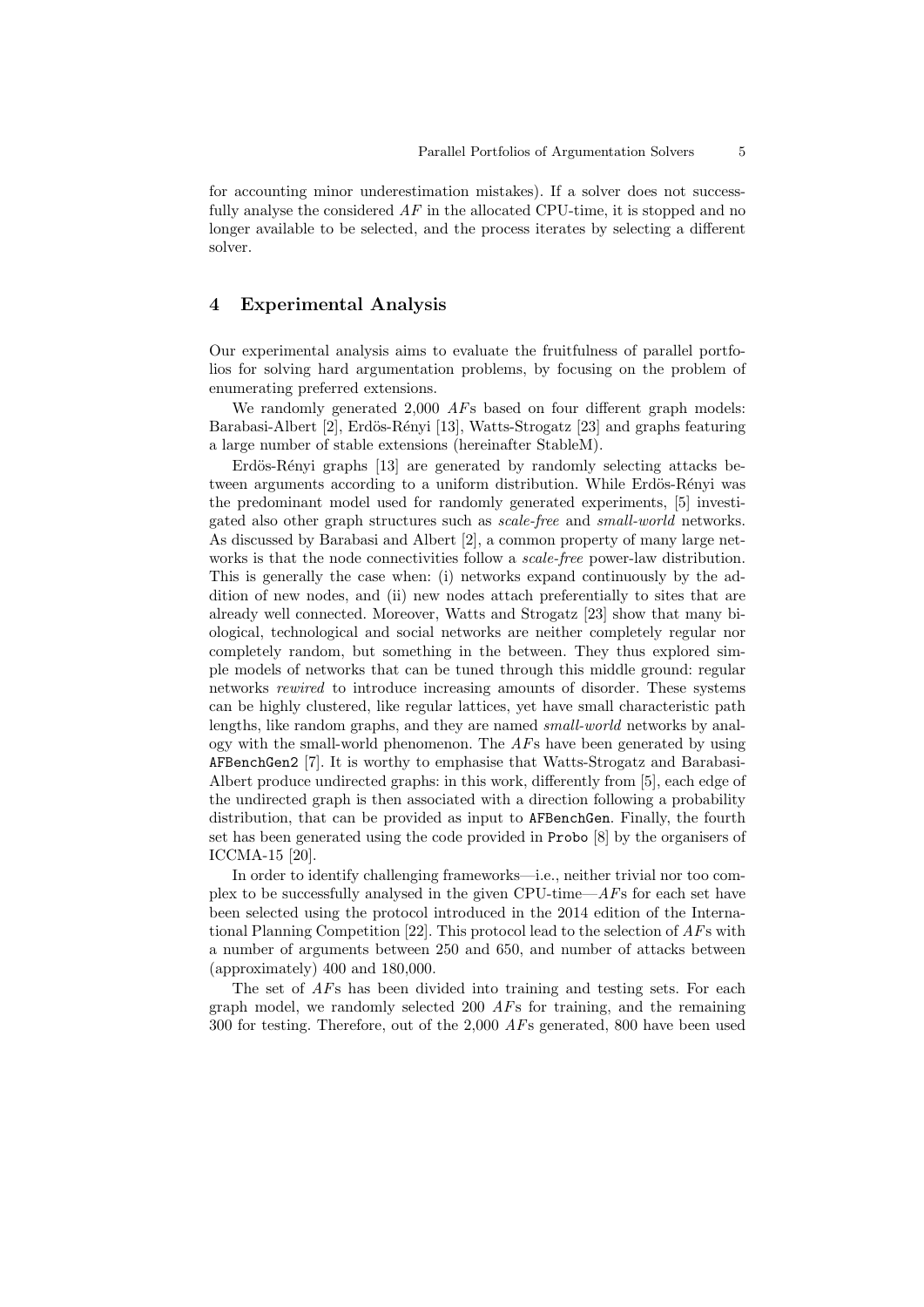for accounting minor underestimation mistakes). If a solver does not successfully analyse the considered *AF* in the allocated CPU-time, it is stopped and no longer available to be selected, and the process iterates by selecting a different solver.

## 4 Experimental Analysis

Our experimental analysis aims to evaluate the fruitfulness of parallel portfolios for solving hard argumentation problems, by focusing on the problem of enumerating preferred extensions.

We randomly generated 2,000 *AF*s based on four different graph models: Barabasi-Albert [2], Erdös-Rényi [13], Watts-Strogatz [23] and graphs featuring a large number of stable extensions (hereinafter StableM).

Erdös-Rényi graphs [13] are generated by randomly selecting attacks between arguments according to a uniform distribution. While Erdös-Rényi was the predominant model used for randomly generated experiments, [5] investigated also other graph structures such as *scale-free* and *small-world* networks. As discussed by Barabasi and Albert [2], a common property of many large networks is that the node connectivities follow a *scale-free* power-law distribution. This is generally the case when: (i) networks expand continuously by the addition of new nodes, and (ii) new nodes attach preferentially to sites that are already well connected. Moreover, Watts and Strogatz [23] show that many biological, technological and social networks are neither completely regular nor completely random, but something in the between. They thus explored simple models of networks that can be tuned through this middle ground: regular networks *rewired* to introduce increasing amounts of disorder. These systems can be highly clustered, like regular lattices, yet have small characteristic path lengths, like random graphs, and they are named *small-world* networks by analogy with the small-world phenomenon. The *AF*s have been generated by using `AFBenchGen2` [7]. It is worthy to emphasise that Watts-Strogatz and Barabasi-Albert produce undirected graphs: in this work, differently from [5], each edge of the undirected graph is then associated with a direction following a probability distribution, that can be provided as input to `AFBenchGen`. Finally, the fourth set has been generated using the code provided in `Probo` [8] by the organisers of ICCMA-15 [20].

In order to identify challenging frameworks—i.e., neither trivial nor too complex to be successfully analysed in the given CPU-time—*AF*s for each set have been selected using the protocol introduced in the 2014 edition of the International Planning Competition [22]. This protocol lead to the selection of *AF*s with a number of arguments between 250 and 650, and number of attacks between (approximately) 400 and 180,000.

The set of *AF*s has been divided into training and testing sets. For each graph model, we randomly selected 200 *AF*s for training, and the remaining 300 for testing. Therefore, out of the 2,000 *AF*s generated, 800 have been used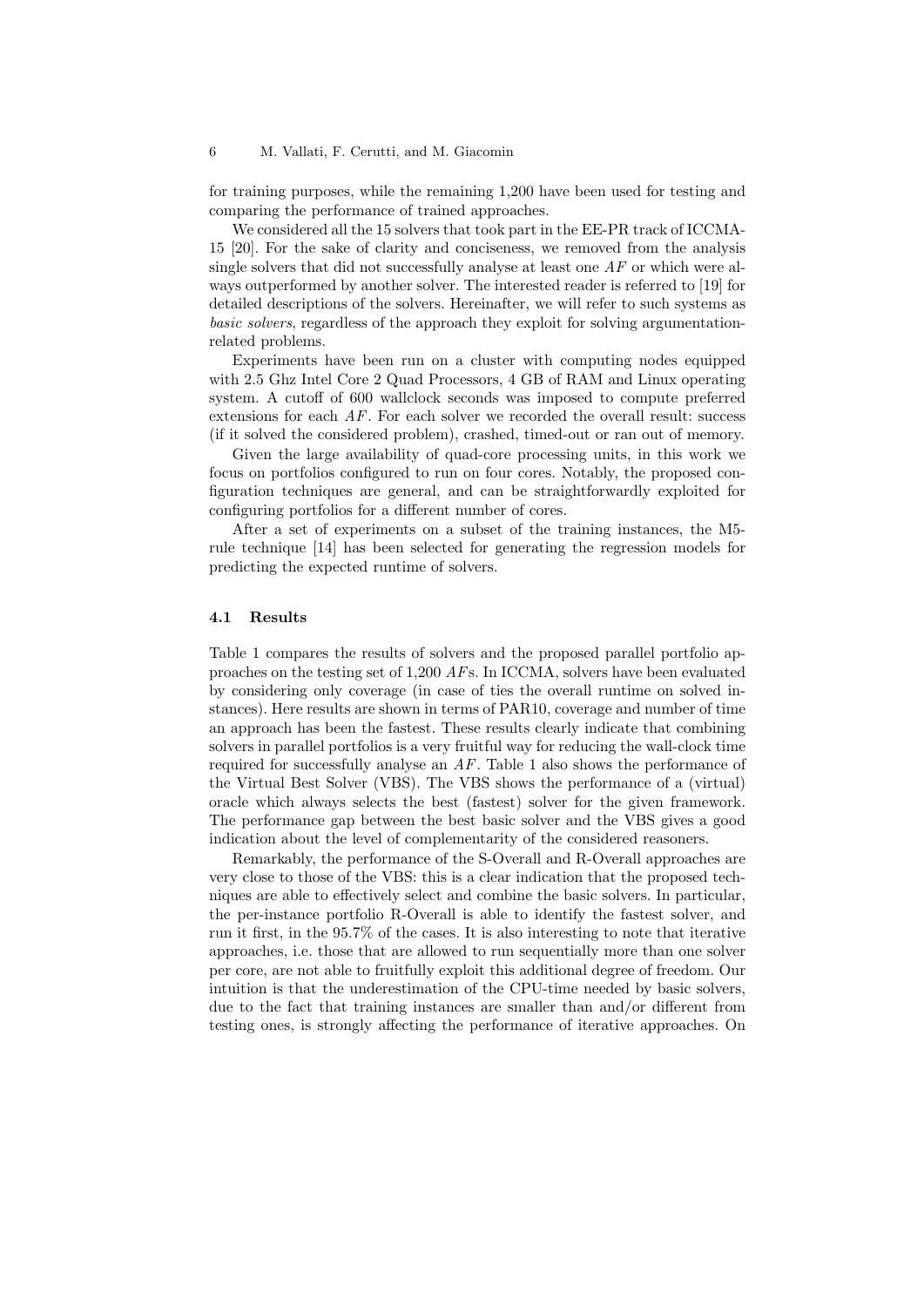for training purposes, while the remaining 1,200 have been used for testing and comparing the performance of trained approaches.

We considered all the 15 solvers that took part in the EE-PR track of ICCMA-15 [20]. For the sake of clarity and conciseness, we removed from the analysis single solvers that did not successfully analyse at least one $AF$ or which were always outperformed by another solver. The interested reader is referred to [19] for detailed descriptions of the solvers. Hereinafter, we will refer to such systems as *basic solvers*, regardless of the approach they exploit for solving argumentation-related problems.

Experiments have been run on a cluster with computing nodes equipped with 2.5 Ghz Intel Core 2 Quad Processors, 4 GB of RAM and Linux operating system. A cutoff of 600 wallclock seconds was imposed to compute preferred extensions for each $AF$. For each solver we recorded the overall result: success (if it solved the considered problem), crashed, timed-out or ran out of memory.

Given the large availability of quad-core processing units, in this work we focus on portfolios configured to run on four cores. Notably, the proposed configuration techniques are general, and can be straightforwardly exploited for configuring portfolios for a different number of cores.

After a set of experiments on a subset of the training instances, the M5-rule technique [14] has been selected for generating the regression models for predicting the expected runtime of solvers.

### 4.1 Results

Table 1 compares the results of solvers and the proposed parallel portfolio approaches on the testing set of 1,200 $AF$s. In ICCMA, solvers have been evaluated by considering only coverage (in case of ties the overall runtime on solved instances). Here results are shown in terms of PAR10, coverage and number of time an approach has been the fastest. These results clearly indicate that combining solvers in parallel portfolios is a very fruitful way for reducing the wall-clock time required for successfully analyse an $AF$. Table 1 also shows the performance of the Virtual Best Solver (VBS). The VBS shows the performance of a (virtual) oracle which always selects the best (fastest) solver for the given framework. The performance gap between the best basic solver and the VBS gives a good indication about the level of complementarity of the considered reasoners.

Remarkably, the performance of the S-Overall and R-Overall approaches are very close to those of the VBS: this is a clear indication that the proposed techniques are able to effectively select and combine the basic solvers. In particular, the per-instance portfolio R-Overall is able to identify the fastest solver, and run it first, in the 95.7% of the cases. It is also interesting to note that iterative approaches, i.e. those that are allowed to run sequentially more than one solver per core, are not able to fruitfully exploit this additional degree of freedom. Our intuition is that the underestimation of the CPU-time needed by basic solvers, due to the fact that training instances are smaller than and/or different from testing ones, is strongly affecting the performance of iterative approaches. On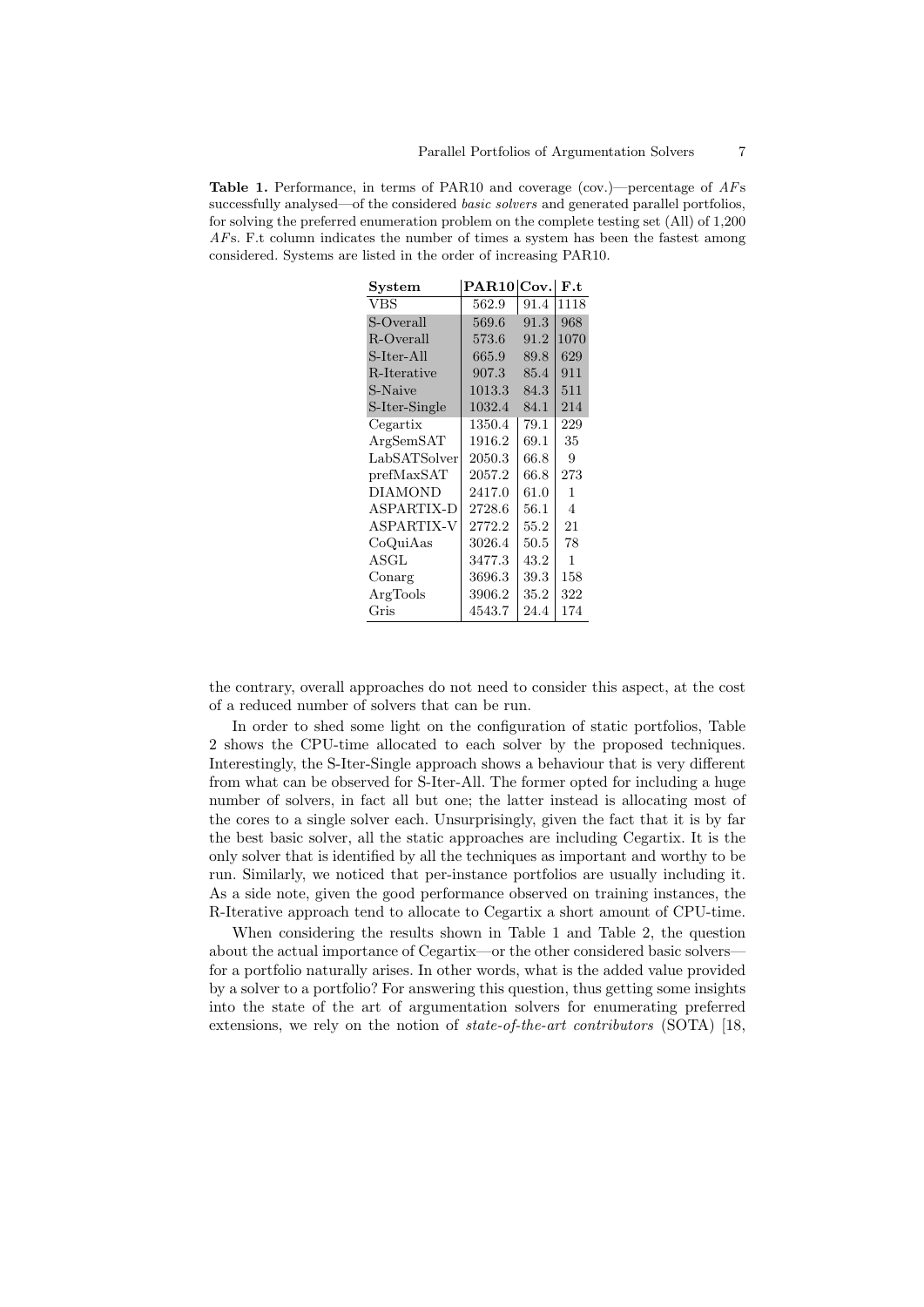**Table 1.** Performance, in terms of PAR10 and coverage (cov.)—percentage of *AF*s successfully analysed—of the considered *basic solvers* and generated parallel portfolios, for solving the preferred enumeration problem on the complete testing set (All) of 1,200 *AF*s. F.t column indicates the number of times a system has been the fastest among considered. Systems are listed in the order of increasing PAR10.

| System | PAR10 | Cov. | F.t |
|---|---|---|---|
| VBS | 562.9 | 91.4 | 1118 |
| S-Overall | 569.6 | 91.3 | 968 |
| R-Overall | 573.6 | 91.2 | 1070 |
| S-Iter-All | 665.9 | 89.8 | 629 |
| R-Iterative | 907.3 | 85.4 | 911 |
| S-Naive | 1013.3 | 84.3 | 511 |
| S-Iter-Single | 1032.4 | 84.1 | 214 |
| Cegartix | 1350.4 | 79.1 | 229 |
| ArgSemSAT | 1916.2 | 69.1 | 35 |
| LabSATSolver | 2050.3 | 66.8 | 9 |
| prefMaxSAT | 2057.2 | 66.8 | 273 |
| DIAMOND | 2417.0 | 61.0 | 1 |
| ASPARTIX-D | 2728.6 | 56.1 | 4 |
| ASPARTIX-V | 2772.2 | 55.2 | 21 |
| CoQuiAas | 3026.4 | 50.5 | 78 |
| ASGL | 3477.3 | 43.2 | 1 |
| Conarg | 3696.3 | 39.3 | 158 |
| ArgTools | 3906.2 | 35.2 | 322 |
| Gris | 4543.7 | 24.4 | 174 |

the contrary, overall approaches do not need to consider this aspect, at the cost of a reduced number of solvers that can be run.

In order to shed some light on the configuration of static portfolios, Table 2 shows the CPU-time allocated to each solver by the proposed techniques. Interestingly, the S-Iter-Single approach shows a behaviour that is very different from what can be observed for S-Iter-All. The former opted for including a huge number of solvers, in fact all but one; the latter instead is allocating most of the cores to a single solver each. Unsurprisingly, given the fact that it is by far the best basic solver, all the static approaches are including Cegartix. It is the only solver that is identified by all the techniques as important and worthy to be run. Similarly, we noticed that per-instance portfolios are usually including it. As a side note, given the good performance observed on training instances, the R-Iterative approach tend to allocate to Cegartix a short amount of CPU-time.

When considering the results shown in Table 1 and Table 2, the question about the actual importance of Cegartix—or the other considered basic solvers—for a portfolio naturally arises. In other words, what is the added value provided by a solver to a portfolio? For answering this question, thus getting some insights into the state of the art of argumentation solvers for enumerating preferred extensions, we rely on the notion of *state-of-the-art contributors* (SOTA) [18,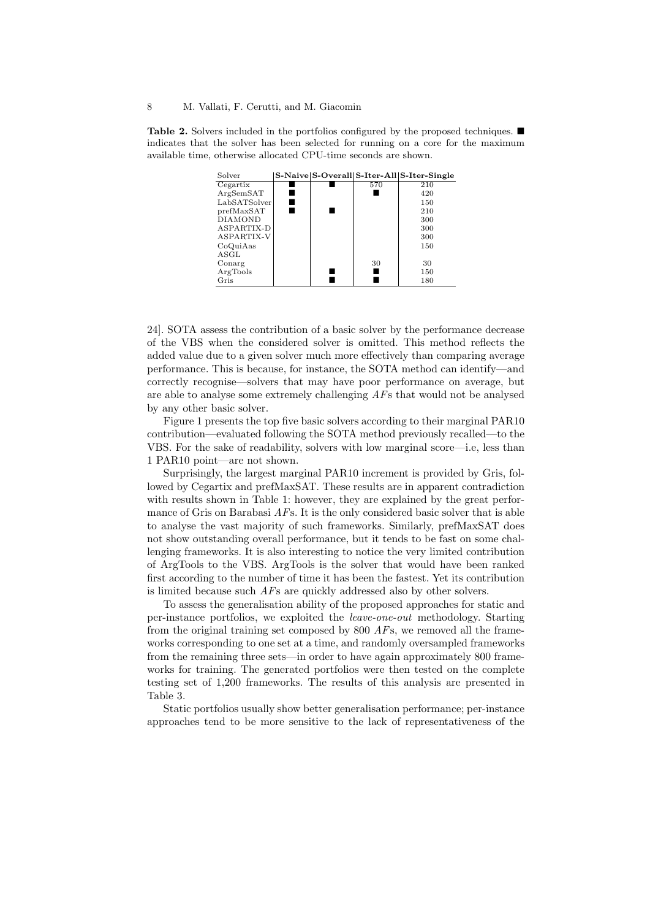**Table 2.** Solvers included in the portfolios configured by the proposed techniques. ■ indicates that the solver has been selected for running on a core for the maximum available time, otherwise allocated CPU-time seconds are shown.

| Solver | **S-Naive** | **S-Overall** | **S-Iter-All** | **S-Iter-Single** |
|---|---|---|---|---|
| Cegartix | ■ | ■ | 570 | 210 |
| ArgSemSAT | ■ | | ■ | 420 |
| LabSATSolver | ■ | | | 150 |
| prefMaxSAT | ■ | ■ | | 210 |
| DIAMOND | | | | 300 |
| ASPARTIX-D | | | | 300 |
| ASPARTIX-V | | | | 300 |
| CoQuiAas | | | | 150 |
| ASGL | | | | |
| Conarg | | | 30 | 30 |
| ArgTools | | ■ | ■ | 150 |
| Gris | | ■ | ■ | 180 |

24]. SOTA assess the contribution of a basic solver by the performance decrease of the VBS when the considered solver is omitted. This method reflects the added value due to a given solver much more effectively than comparing average performance. This is because, for instance, the SOTA method can identify—and correctly recognise—solvers that may have poor performance on average, but are able to analyse some extremely challenging *AF*s that would not be analysed by any other basic solver.

Figure 1 presents the top five basic solvers according to their marginal PAR10 contribution—evaluated following the SOTA method previously recalled—to the VBS. For the sake of readability, solvers with low marginal score—i.e, less than 1 PAR10 point—are not shown.

Surprisingly, the largest marginal PAR10 increment is provided by Gris, followed by Cegartix and prefMaxSAT. These results are in apparent contradiction with results shown in Table 1: however, they are explained by the great performance of Gris on Barabasi *AF*s. It is the only considered basic solver that is able to analyse the vast majority of such frameworks. Similarly, prefMaxSAT does not show outstanding overall performance, but it tends to be fast on some challenging frameworks. It is also interesting to notice the very limited contribution of ArgTools to the VBS. ArgTools is the solver that would have been ranked first according to the number of time it has been the fastest. Yet its contribution is limited because such *AF*s are quickly addressed also by other solvers.

To assess the generalisation ability of the proposed approaches for static and per-instance portfolios, we exploited the *leave-one-out* methodology. Starting from the original training set composed by 800 *AF*s, we removed all the frameworks corresponding to one set at a time, and randomly oversampled frameworks from the remaining three sets—in order to have again approximately 800 frameworks for training. The generated portfolios were then tested on the complete testing set of 1,200 frameworks. The results of this analysis are presented in Table 3.

Static portfolios usually show better generalisation performance; per-instance approaches tend to be more sensitive to the lack of representativeness of the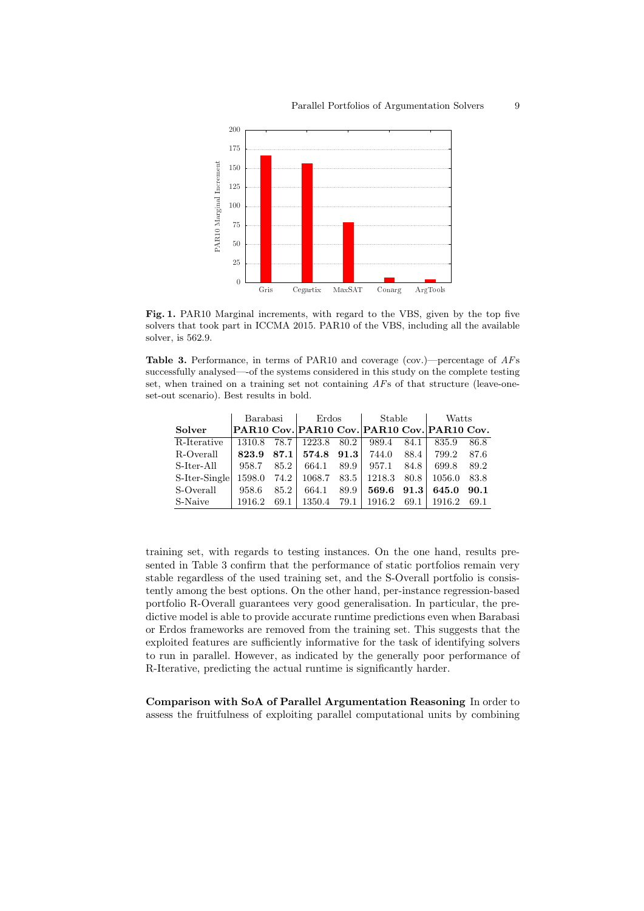**Fig. 1.** PAR10 Marginal increments, with regard to the VBS, given by the top five solvers that took part in ICCMA 2015. PAR10 of the VBS, including all the available solver, is 562.9.

**Table 3.** Performance, in terms of PAR10 and coverage (cov.)—percentage of *AF*s successfully analysed—-of the systems considered in this study on the complete testing set, when trained on a training set not containing *AF*s of that structure (leave-one-set-out scenario). Best results in bold.

| | Barabasi | | Erdos | | Stable | | Watts | |
|---|---|---|---|---|---|---|---|---|
| **Solver** | **PAR10** | **Cov.** | **PAR10** | **Cov.** | **PAR10** | **Cov.** | **PAR10** | **Cov.** |
| R-Iterative | 1310.8 | 78.7 | 1223.8 | 80.2 | 989.4 | 84.1 | 835.9 | 86.8 |
| R-Overall | **823.9** | **87.1** | **574.8** | **91.3** | 744.0 | 88.4 | 799.2 | 87.6 |
| S-Iter-All | 958.7 | 85.2 | 664.1 | 89.9 | 957.1 | 84.8 | 699.8 | 89.2 |
| S-Iter-Single | 1598.0 | 74.2 | 1068.7 | 83.5 | 1218.3 | 80.8 | 1056.0 | 83.8 |
| S-Overall | 958.6 | 85.2 | 664.1 | 89.9 | **569.6** | **91.3** | **645.0** | **90.1** |
| S-Naive | 1916.2 | 69.1 | 1350.4 | 79.1 | 1916.2 | 69.1 | 1916.2 | 69.1 |

training set, with regards to testing instances. On the one hand, results presented in Table 3 confirm that the performance of static portfolios remain very stable regardless of the used training set, and the S-Overall portfolio is consistently among the best options. On the other hand, per-instance regression-based portfolio R-Overall guarantees very good generalisation. In particular, the predictive model is able to provide accurate runtime predictions even when Barabasi or Erdos frameworks are removed from the training set. This suggests that the exploited features are sufficiently informative for the task of identifying solvers to run in parallel. However, as indicated by the generally poor performance of R-Iterative, predicting the actual runtime is significantly harder.

**Comparison with SoA of Parallel Argumentation Reasoning** In order to assess the fruitfulness of exploiting parallel computational units by combining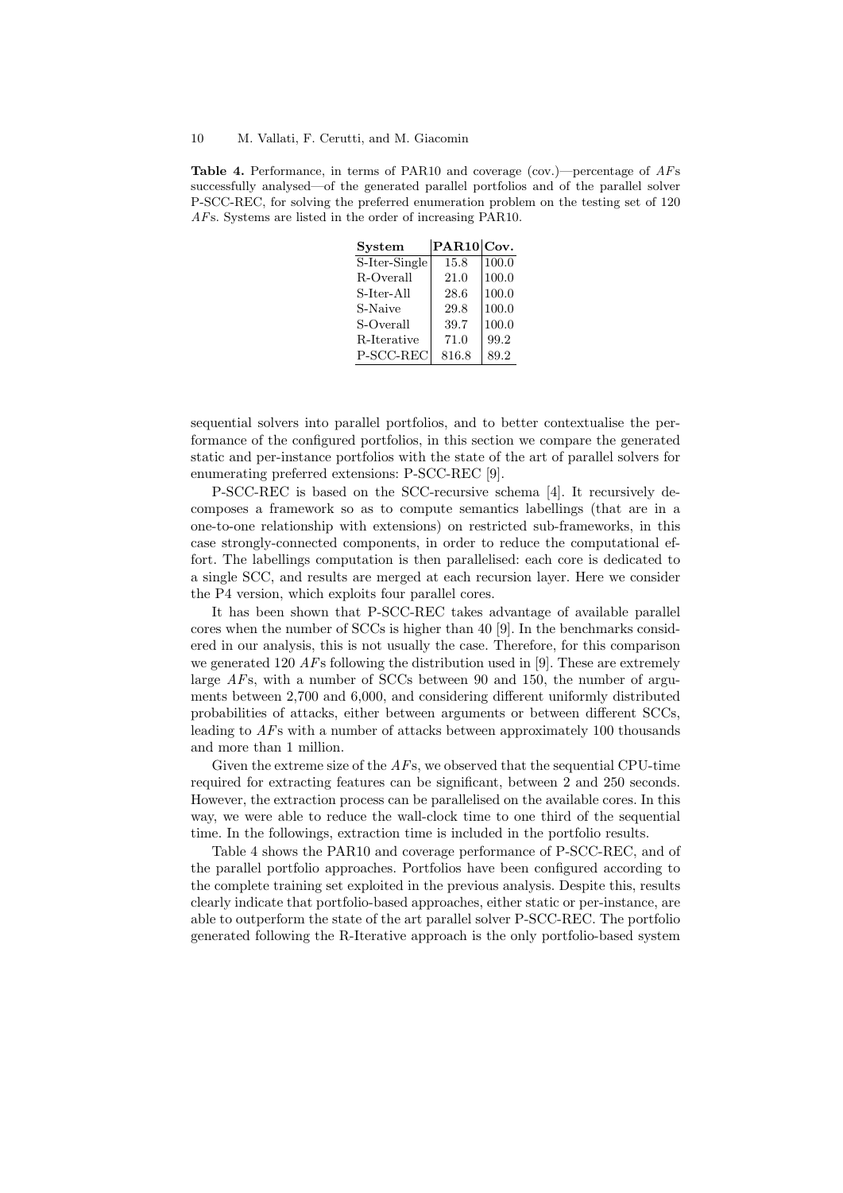**Table 4.** Performance, in terms of PAR10 and coverage (cov.)—percentage of *AF*s successfully analysed—of the generated parallel portfolios and of the parallel solver P-SCC-REC, for solving the preferred enumeration problem on the testing set of 120 *AF*s. Systems are listed in the order of increasing PAR10.

| System | PAR10 | Cov. |
|---|---|---|
| S-Iter-Single | 15.8 | 100.0 |
| R-Overall | 21.0 | 100.0 |
| S-Iter-All | 28.6 | 100.0 |
| S-Naive | 29.8 | 100.0 |
| S-Overall | 39.7 | 100.0 |
| R-Iterative | 71.0 | 99.2 |
| P-SCC-REC | 816.8 | 89.2 |

sequential solvers into parallel portfolios, and to better contextualise the performance of the configured portfolios, in this section we compare the generated static and per-instance portfolios with the state of the art of parallel solvers for enumerating preferred extensions: P-SCC-REC [9].

P-SCC-REC is based on the SCC-recursive schema [4]. It recursively decomposes a framework so as to compute semantics labellings (that are in a one-to-one relationship with extensions) on restricted sub-frameworks, in this case strongly-connected components, in order to reduce the computational effort. The labellings computation is then parallelised: each core is dedicated to a single SCC, and results are merged at each recursion layer. Here we consider the P4 version, which exploits four parallel cores.

It has been shown that P-SCC-REC takes advantage of available parallel cores when the number of SCCs is higher than 40 [9]. In the benchmarks considered in our analysis, this is not usually the case. Therefore, for this comparison we generated 120 *AF*s following the distribution used in [9]. These are extremely large *AF*s, with a number of SCCs between 90 and 150, the number of arguments between 2,700 and 6,000, and considering different uniformly distributed probabilities of attacks, either between arguments or between different SCCs, leading to *AF*s with a number of attacks between approximately 100 thousands and more than 1 million.

Given the extreme size of the *AF*s, we observed that the sequential CPU-time required for extracting features can be significant, between 2 and 250 seconds. However, the extraction process can be parallelised on the available cores. In this way, we were able to reduce the wall-clock time to one third of the sequential time. In the followings, extraction time is included in the portfolio results.

Table 4 shows the PAR10 and coverage performance of P-SCC-REC, and of the parallel portfolio approaches. Portfolios have been configured according to the complete training set exploited in the previous analysis. Despite this, results clearly indicate that portfolio-based approaches, either static or per-instance, are able to outperform the state of the art parallel solver P-SCC-REC. The portfolio generated following the R-Iterative approach is the only portfolio-based system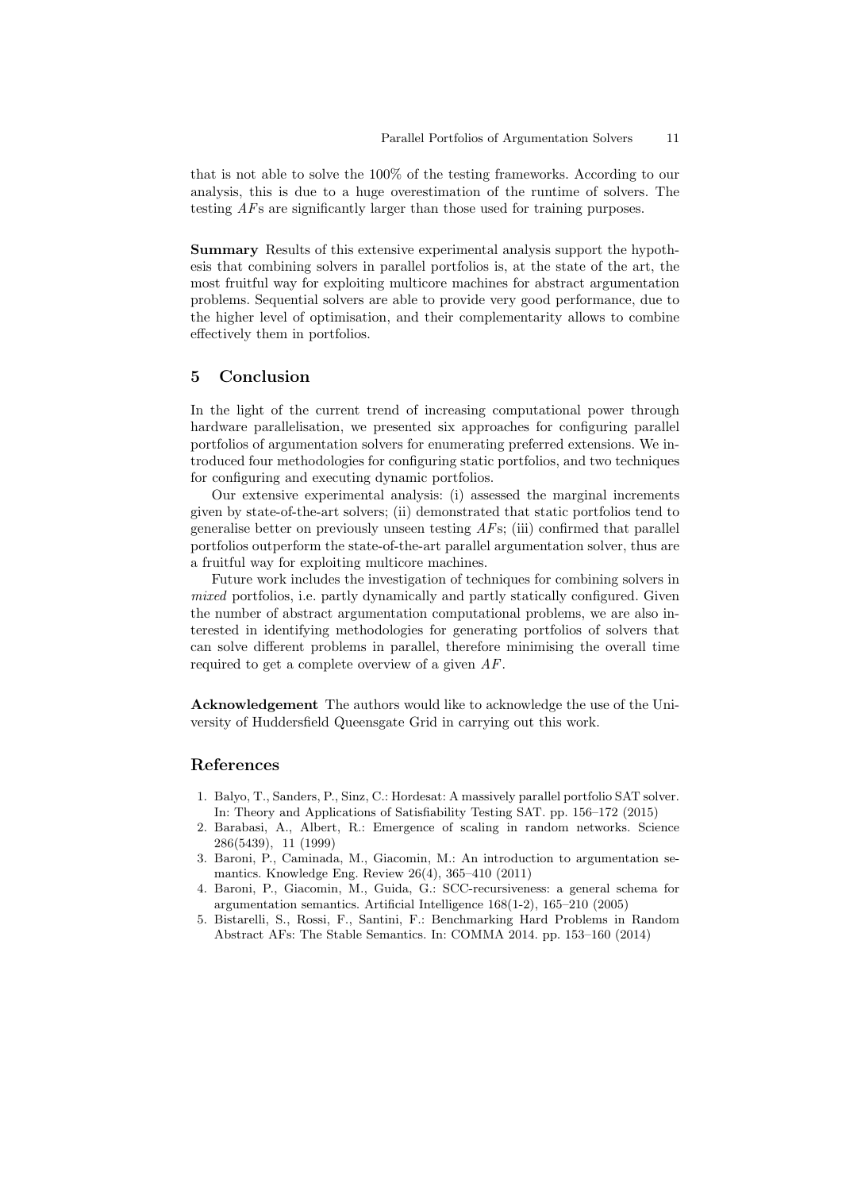that is not able to solve the 100% of the testing frameworks. According to our analysis, this is due to a huge overestimation of the runtime of solvers. The testing *AF*s are significantly larger than those used for training purposes.

**Summary** Results of this extensive experimental analysis support the hypothesis that combining solvers in parallel portfolios is, at the state of the art, the most fruitful way for exploiting multicore machines for abstract argumentation problems. Sequential solvers are able to provide very good performance, due to the higher level of optimisation, and their complementarity allows to combine effectively them in portfolios.

## 5 Conclusion

In the light of the current trend of increasing computational power through hardware parallelisation, we presented six approaches for configuring parallel portfolios of argumentation solvers for enumerating preferred extensions. We introduced four methodologies for configuring static portfolios, and two techniques for configuring and executing dynamic portfolios.

Our extensive experimental analysis: (i) assessed the marginal increments given by state-of-the-art solvers; (ii) demonstrated that static portfolios tend to generalise better on previously unseen testing *AF*s; (iii) confirmed that parallel portfolios outperform the state-of-the-art parallel argumentation solver, thus are a fruitful way for exploiting multicore machines.

Future work includes the investigation of techniques for combining solvers in *mixed* portfolios, i.e. partly dynamically and partly statically configured. Given the number of abstract argumentation computational problems, we are also interested in identifying methodologies for generating portfolios of solvers that can solve different problems in parallel, therefore minimising the overall time required to get a complete overview of a given *AF*.

**Acknowledgement** The authors would like to acknowledge the use of the University of Huddersfield Queensgate Grid in carrying out this work.

## References

1. Balyo, T., Sanders, P., Sinz, C.: Hordesat: A massively parallel portfolio SAT solver. In: Theory and Applications of Satisfiability Testing SAT. pp. 156–172 (2015)
2. Barabasi, A., Albert, R.: Emergence of scaling in random networks. Science 286(5439), 11 (1999)
3. Baroni, P., Caminada, M., Giacomin, M.: An introduction to argumentation semantics. Knowledge Eng. Review 26(4), 365–410 (2011)
4. Baroni, P., Giacomin, M., Guida, G.: SCC-recursiveness: a general schema for argumentation semantics. Artificial Intelligence 168(1-2), 165–210 (2005)
5. Bistarelli, S., Rossi, F., Santini, F.: Benchmarking Hard Problems in Random Abstract AFs: The Stable Semantics. In: COMMA 2014. pp. 153–160 (2014)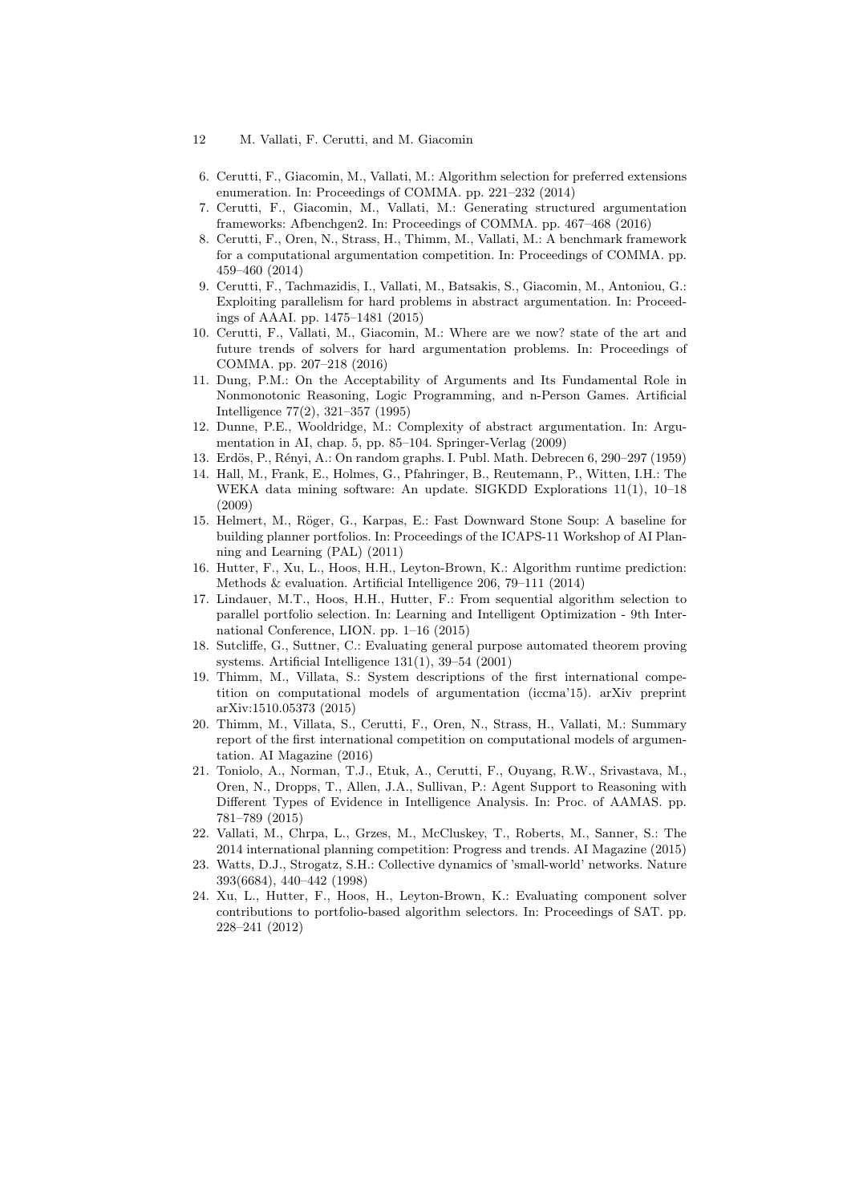6. Cerutti, F., Giacomin, M., Vallati, M.: Algorithm selection for preferred extensions enumeration. In: Proceedings of COMMA. pp. 221–232 (2014)
7. Cerutti, F., Giacomin, M., Vallati, M.: Generating structured argumentation frameworks: Afbenchgen2. In: Proceedings of COMMA. pp. 467–468 (2016)
8. Cerutti, F., Oren, N., Strass, H., Thimm, M., Vallati, M.: A benchmark framework for a computational argumentation competition. In: Proceedings of COMMA. pp. 459–460 (2014)
9. Cerutti, F., Tachmazidis, I., Vallati, M., Batsakis, S., Giacomin, M., Antoniou, G.: Exploiting parallelism for hard problems in abstract argumentation. In: Proceedings of AAAI. pp. 1475–1481 (2015)
10. Cerutti, F., Vallati, M., Giacomin, M.: Where are we now? state of the art and future trends of solvers for hard argumentation problems. In: Proceedings of COMMA. pp. 207–218 (2016)
11. Dung, P.M.: On the Acceptability of Arguments and Its Fundamental Role in Nonmonotonic Reasoning, Logic Programming, and n-Person Games. Artificial Intelligence 77(2), 321–357 (1995)
12. Dunne, P.E., Wooldridge, M.: Complexity of abstract argumentation. In: Argumentation in AI, chap. 5, pp. 85–104. Springer-Verlag (2009)
13. Erdös, P., Rényi, A.: On random graphs. I. Publ. Math. Debrecen 6, 290–297 (1959)
14. Hall, M., Frank, E., Holmes, G., Pfahringer, B., Reutemann, P., Witten, I.H.: The WEKA data mining software: An update. SIGKDD Explorations 11(1), 10–18 (2009)
15. Helmert, M., Röger, G., Karpas, E.: Fast Downward Stone Soup: A baseline for building planner portfolios. In: Proceedings of the ICAPS-11 Workshop of AI Planning and Learning (PAL) (2011)
16. Hutter, F., Xu, L., Hoos, H.H., Leyton-Brown, K.: Algorithm runtime prediction: Methods & evaluation. Artificial Intelligence 206, 79–111 (2014)
17. Lindauer, M.T., Hoos, H.H., Hutter, F.: From sequential algorithm selection to parallel portfolio selection. In: Learning and Intelligent Optimization - 9th International Conference, LION. pp. 1–16 (2015)
18. Sutcliffe, G., Suttner, C.: Evaluating general purpose automated theorem proving systems. Artificial Intelligence 131(1), 39–54 (2001)
19. Thimm, M., Villata, S.: System descriptions of the first international competition on computational models of argumentation (iccma'15). arXiv preprint arXiv:1510.05373 (2015)
20. Thimm, M., Villata, S., Cerutti, F., Oren, N., Strass, H., Vallati, M.: Summary report of the first international competition on computational models of argumentation. AI Magazine (2016)
21. Toniolo, A., Norman, T.J., Etuk, A., Cerutti, F., Ouyang, R.W., Srivastava, M., Oren, N., Dropps, T., Allen, J.A., Sullivan, P.: Agent Support to Reasoning with Different Types of Evidence in Intelligence Analysis. In: Proc. of AAMAS. pp. 781–789 (2015)
22. Vallati, M., Chrpa, L., Grzes, M., McCluskey, T., Roberts, M., Sanner, S.: The 2014 international planning competition: Progress and trends. AI Magazine (2015)
23. Watts, D.J., Strogatz, S.H.: Collective dynamics of 'small-world' networks. Nature 393(6684), 440–442 (1998)
24. Xu, L., Hutter, F., Hoos, H., Leyton-Brown, K.: Evaluating component solver contributions to portfolio-based algorithm selectors. In: Proceedings of SAT. pp. 228–241 (2012)